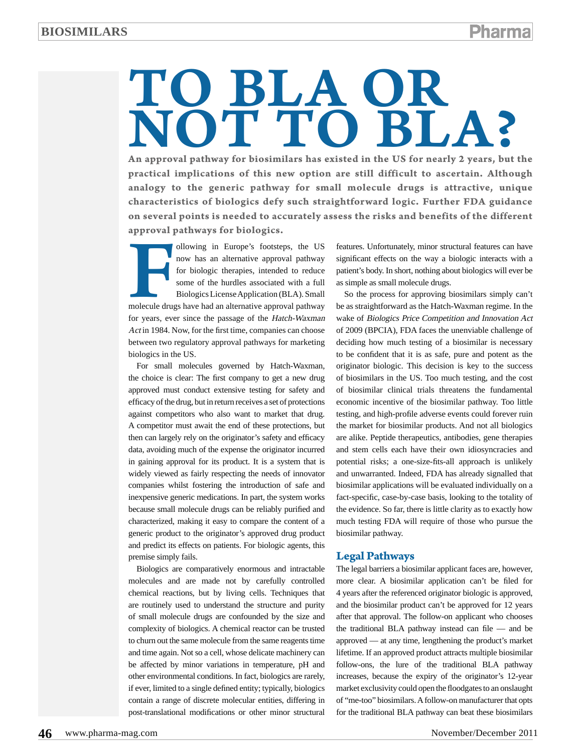# TO BLA OR NOT TO BLA?

**An approval pathway for biosimilars has existed in the US for nearly 2 years, but the practical implications of this new option are still difficult to ascertain. Although analogy to the generic pathway for small molecule drugs is attractive, unique characteristics of biologics defy such straightforward logic. Further FDA guidance on several points is needed to accurately assess the risks and benefits of the different approval pathways for biologics.**

Following in Europe's footsteps, the US now has an alternative approval pathway for biologic therapies, intended to reduce some of the hurdles associated with a full Biologics License Application (BLA). Small molecule drugs have had an alternative approval pathway for years, ever since the passage of the *Hatch-Waxman Act* in 1984. Now, for the first time, companies can choose between two regulatory approval pathways for marketing biologics in the US.

For small molecules governed by Hatch-Waxman, the choice is clear: The first company to get a new drug approved must conduct extensive testing for safety and efficacy of the drug, but in return receives a set of protections against competitors who also want to market that drug. A competitor must await the end of these protections, but then can largely rely on the originator's safety and efficacy data, avoiding much of the expense the originator incurred in gaining approval for its product. It is a system that is widely viewed as fairly respecting the needs of innovator companies whilst fostering the introduction of safe and inexpensive generic medications. In part, the system works because small molecule drugs can be reliably purified and characterized, making it easy to compare the content of a generic product to the originator's approved drug product and predict its effects on patients. For biologic agents, this premise simply fails.

Biologics are comparatively enormous and intractable molecules and are made not by carefully controlled chemical reactions, but by living cells. Techniques that are routinely used to understand the structure and purity of small molecule drugs are confounded by the size and complexity of biologics. A chemical reactor can be trusted to churn out the same molecule from the same reagents time and time again. Not so a cell, whose delicate machinery can be affected by minor variations in temperature, pH and other environmental conditions. In fact, biologics are rarely, if ever, limited to a single defined entity; typically, biologics contain a range of discrete molecular entities, differing in post-translational modifications or other minor structural features. Unfortunately, minor structural features can have significant effects on the way a biologic interacts with a patient's body. In short, nothing about biologics will ever be as simple as small molecule drugs.

So the process for approving biosimilars simply can't be as straightforward as the Hatch-Waxman regime. In the wake of *Biologics Price Competition and Innovation Act* of 2009 (BPCIA), FDA faces the unenviable challenge of deciding how much testing of a biosimilar is necessary to be confident that it is as safe, pure and potent as the originator biologic. This decision is key to the success of biosimilars in the US. Too much testing, and the cost of biosimilar clinical trials threatens the fundamental economic incentive of the biosimilar pathway. Too little testing, and high-profile adverse events could forever ruin the market for biosimilar products. And not all biologics are alike. Peptide therapeutics, antibodies, gene therapies and stem cells each have their own idiosyncracies and potential risks; a one-size-fits-all approach is unlikely and unwarranted. Indeed, FDA has already signalled that biosimilar applications will be evaluated individually on a fact-specific, case-by-case basis, looking to the totality of the evidence. So far, there is little clarity as to exactly how much testing FDA will require of those who pursue the biosimilar pathway.

## Legal Pathways

The legal barriers a biosimilar applicant faces are, however, more clear. A biosimilar application can't be filed for 4 years after the referenced originator biologic is approved, and the biosimilar product can't be approved for 12 years after that approval. The follow-on applicant who chooses the traditional BLA pathway instead can file — and be approved — at any time, lengthening the product's market lifetime. If an approved product attracts multiple biosimilar follow-ons, the lure of the traditional BLA pathway increases, because the expiry of the originator's 12-year market exclusivity could open the floodgates to an onslaught of "me-too" biosimilars. A follow-on manufacturer that opts for the traditional BLA pathway can beat these biosimilars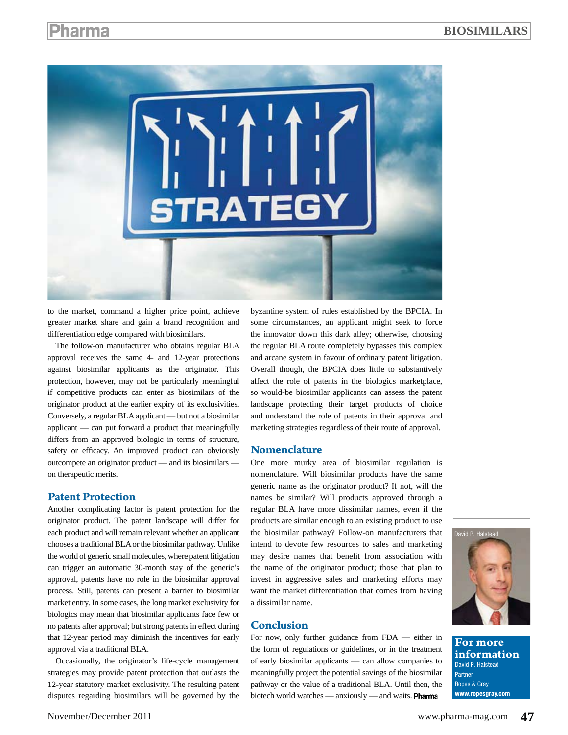to the market, command a higher price point, achieve greater market share and gain a brand recognition and differentiation edge compared with biosimilars.

The follow-on manufacturer who obtains regular BLA approval receives the same 4- and 12-year protections against biosimilar applicants as the originator. This protection, however, may not be particularly meaningful if competitive products can enter as biosimilars of the originator product at the earlier expiry of its exclusivities. Conversely, a regular BLA applicant — but not a biosimilar applicant — can put forward a product that meaningfully differs from an approved biologic in terms of structure, safety or efficacy. An improved product can obviously outcompete an originator product — and its biosimilars — on therapeutic merits.

## Patent Protection

Another complicating factor is patent protection for the originator product. The patent landscape will differ for each product and will remain relevant whether an applicant chooses a traditional BLA or the biosimilar pathway. Unlike the world of generic small molecules, where patent litigation can trigger an automatic 30-month stay of the generic's approval, patents have no role in the biosimilar approval process. Still, patents can present a barrier to biosimilar market entry. In some cases, the long market exclusivity for biologics may mean that biosimilar applicants face few or no patents after approval; but strong patents in effect during that 12-year period may diminish the incentives for early approval via a traditional BLA.

Occasionally, the originator's life-cycle management strategies may provide patent protection that outlasts the 12-year statutory market exclusivity. The resulting patent disputes regarding biosimilars will be governed by the byzantine system of rules established by the BPCIA. In some circumstances, an applicant might seek to force the innovator down this dark alley; otherwise, choosing the regular BLA route completely bypasses this complex and arcane system in favour of ordinary patent litigation. Overall though, the BPCIA does little to substantively affect the role of patents in the biologics marketplace, so would-be biosimilar applicants can assess the patent landscape protecting their target products of choice and understand the role of patents in their approval and marketing strategies regardless of their route of approval.

## Nomenclature

One more murky area of biosimilar regulation is nomenclature. Will biosimilar products have the same generic name as the originator product? If not, will the names be similar? Will products approved through a regular BLA have more dissimilar names, even if the products are similar enough to an existing product to use the biosimilar pathway? Follow-on manufacturers that intend to devote few resources to sales and marketing may desire names that benefit from association with the name of the originator product; those that plan to invest in aggressive sales and marketing efforts may want the market differentiation that comes from having a dissimilar name.

## Conclusion

For now, only further guidance from FDA — either in the form of regulations or guidelines, or in the treatment of early biosimilar applicants — can allow companies to meaningfully project the potential savings of the biosimilar pathway or the value of a traditional BLA. Until then, the biotech world watches — anxiously — and waits.

David P. Halstead

**For more information**

David P. Halstead
Partner
Ropes & Gray
www.ropesgray.com